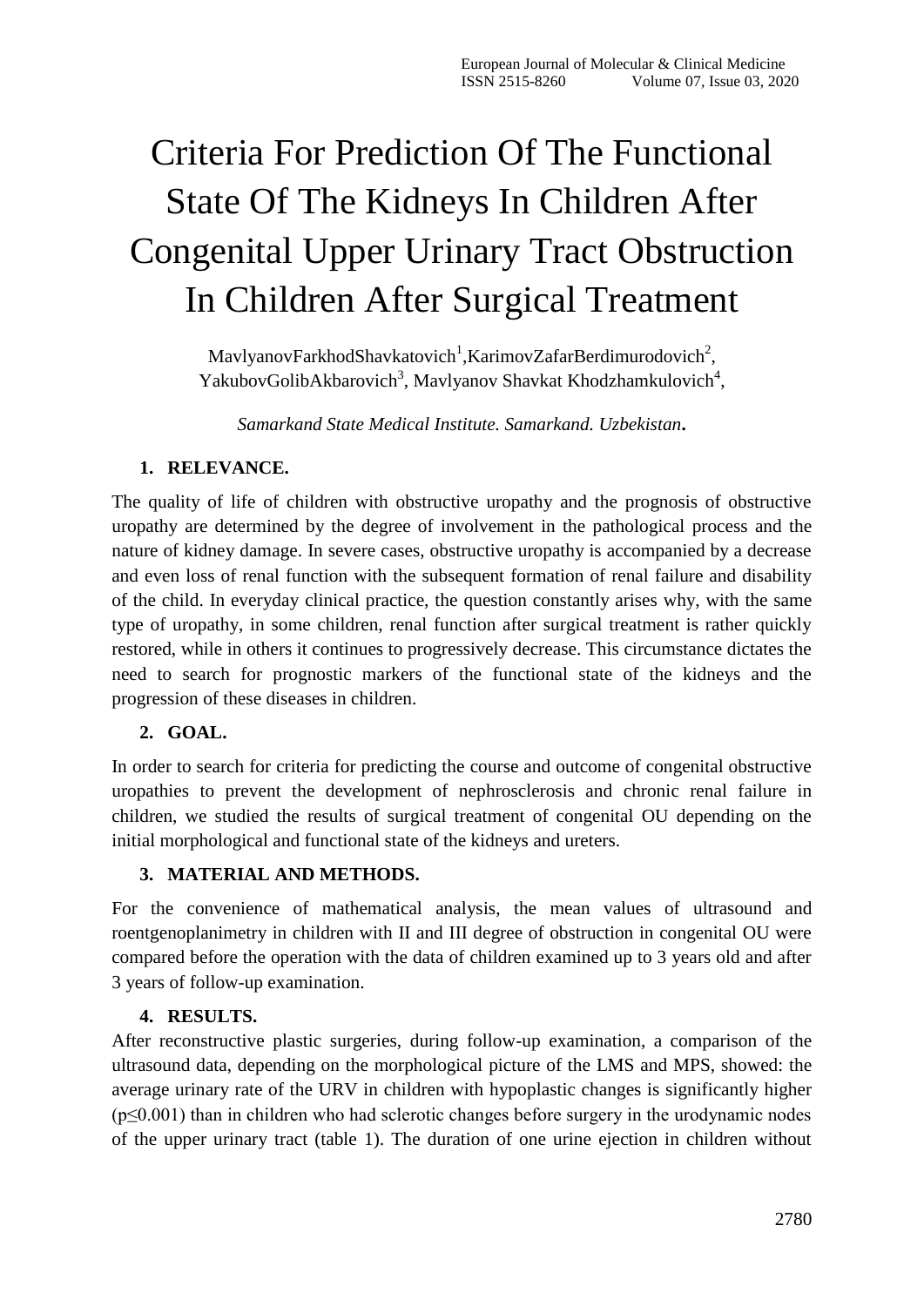# Criteria For Prediction Of The Functional State Of The Kidneys In Children After Congenital Upper Urinary Tract Obstruction In Children After Surgical Treatment

MavlyanovFarkhodShavkatovich[1],KarimovZafarBerdimurodovich[2], YakubovGolibAkbarovich[3], Mavlyanov Shavkat Khodzhamkulovich[4],

*Samarkand State Medical Institute. Samarkand. Uzbekistan*.

## 1. RELEVANCE.

The quality of life of children with obstructive uropathy and the prognosis of obstructive uropathy are determined by the degree of involvement in the pathological process and the nature of kidney damage. In severe cases, obstructive uropathy is accompanied by a decrease and even loss of renal function with the subsequent formation of renal failure and disability of the child. In everyday clinical practice, the question constantly arises why, with the same type of uropathy, in some children, renal function after surgical treatment is rather quickly restored, while in others it continues to progressively decrease. This circumstance dictates the need to search for prognostic markers of the functional state of the kidneys and the progression of these diseases in children.

## 2. GOAL.

In order to search for criteria for predicting the course and outcome of congenital obstructive uropathies to prevent the development of nephrosclerosis and chronic renal failure in children, we studied the results of surgical treatment of congenital OU depending on the initial morphological and functional state of the kidneys and ureters.

## 3. MATERIAL AND METHODS.

For the convenience of mathematical analysis, the mean values of ultrasound and roentgenoplanimetry in children with II and III degree of obstruction in congenital OU were compared before the operation with the data of children examined up to 3 years old and after 3 years of follow-up examination.

## 4. RESULTS.

After reconstructive plastic surgeries, during follow-up examination, a comparison of the ultrasound data, depending on the morphological picture of the LMS and MPS, showed: the average urinary rate of the URV in children with hypoplastic changes is significantly higher ($p \leq 0.001$) than in children who had sclerotic changes before surgery in the urodynamic nodes of the upper urinary tract (table 1). The duration of one urine ejection in children without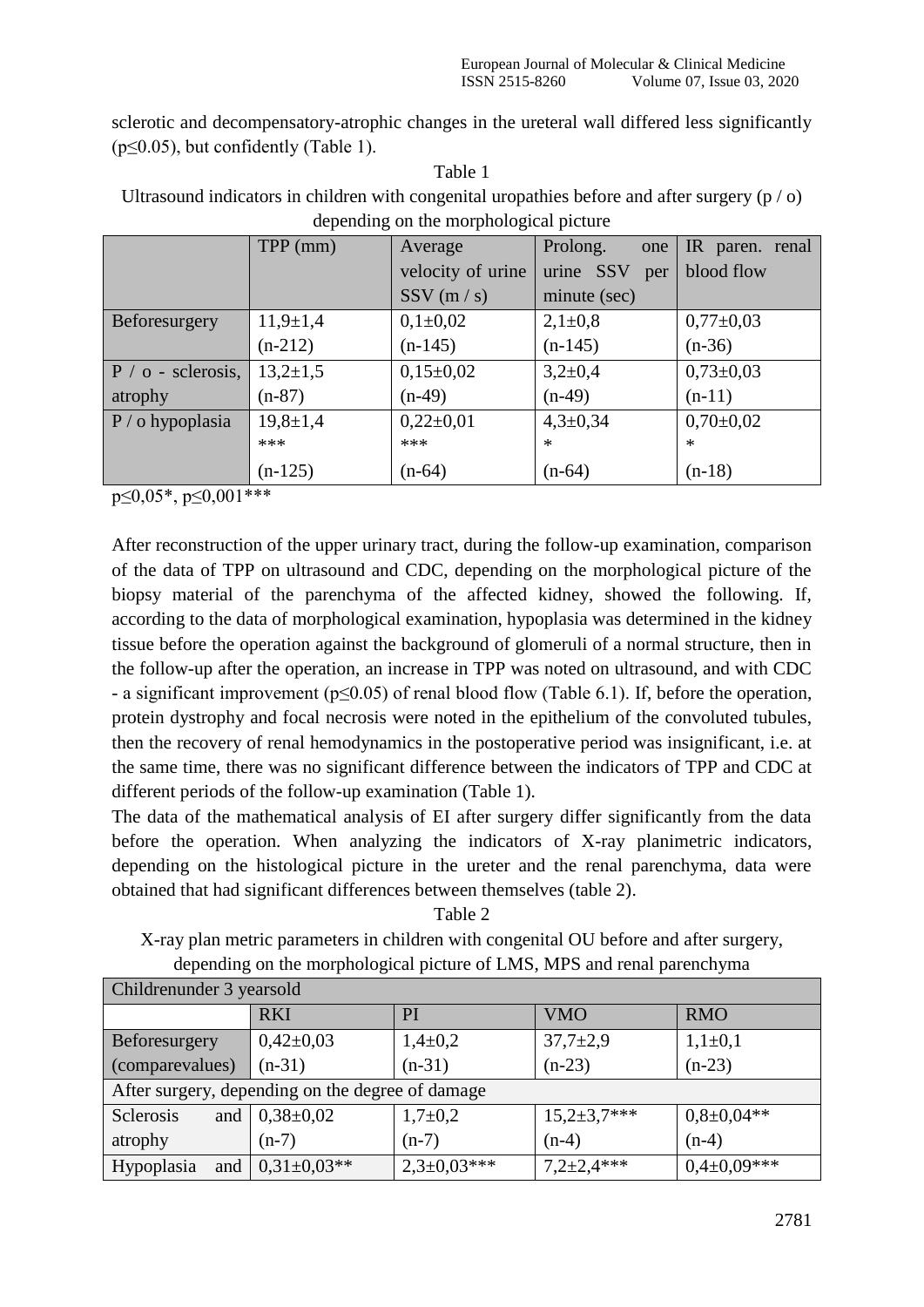sclerotic and decompensatory-atrophic changes in the ureteral wall differed less significantly ($p \leq 0.05$), but confidently (Table 1).

Table 1

Ultrasound indicators in children with congenital uropathies before and after surgery (p / o) depending on the morphological picture

| | TPP (mm) | Average velocity of urine SSV (m / s) | Prolong. one urine SSV per minute (sec) | IR paren. renal blood flow |
|---|---|---|---|---|
| Beforesurgery | 11,9±1,4 (n-212) | 0,1±0,02 (n-145) | 2,1±0,8 (n-145) | 0,77±0,03 (n-36) |
| P / o - sclerosis, atrophy | 13,2±1,5 (n-87) | 0,15±0,02 (n-49) | 3,2±0,4 (n-49) | 0,73±0,03 (n-11) |
| P / o hypoplasia | 19,8±1,4 *** (n-125) | 0,22±0,01 *** (n-64) | 4,3±0,34 * (n-64) | 0,70±0,02 * (n-18) |

p≤0,05*, p≤0,001***

After reconstruction of the upper urinary tract, during the follow-up examination, comparison of the data of TPP on ultrasound and CDC, depending on the morphological picture of the biopsy material of the parenchyma of the affected kidney, showed the following. If, according to the data of morphological examination, hypoplasia was determined in the kidney tissue before the operation against the background of glomeruli of a normal structure, then in the follow-up after the operation, an increase in TPP was noted on ultrasound, and with CDC - a significant improvement ($p \leq 0.05$) of renal blood flow (Table 6.1). If, before the operation, protein dystrophy and focal necrosis were noted in the epithelium of the convoluted tubules, then the recovery of renal hemodynamics in the postoperative period was insignificant, i.e. at the same time, there was no significant difference between the indicators of TPP and CDC at different periods of the follow-up examination (Table 1).

The data of the mathematical analysis of EI after surgery differ significantly from the data before the operation. When analyzing the indicators of X-ray planimetric indicators, depending on the histological picture in the ureter and the renal parenchyma, data were obtained that had significant differences between themselves (table 2).

Table 2

X-ray plan metric parameters in children with congenital OU before and after surgery, depending on the morphological picture of LMS, MPS and renal parenchyma

| Childrenunder 3 yearsold | | | | |
|---|---|---|---|---|
| | RKI | PI | VMO | RMO |
| Beforesurgery (comparevalues) | 0,42±0,03 (n-31) | 1,4±0,2 (n-31) | 37,7±2,9 (n-23) | 1,1±0,1 (n-23) |
| After surgery, depending on the degree of damage | | | | |
| Sclerosis and atrophy | 0,38±0,02 (n-7) | 1,7±0,2 (n-7) | 15,2±3,7*** (n-4) | 0,8±0,04** (n-4) |
| Hypoplasia and | 0,31±0,03** | 2,3±0,03*** | 7,2±2,4*** | 0,4±0,09*** |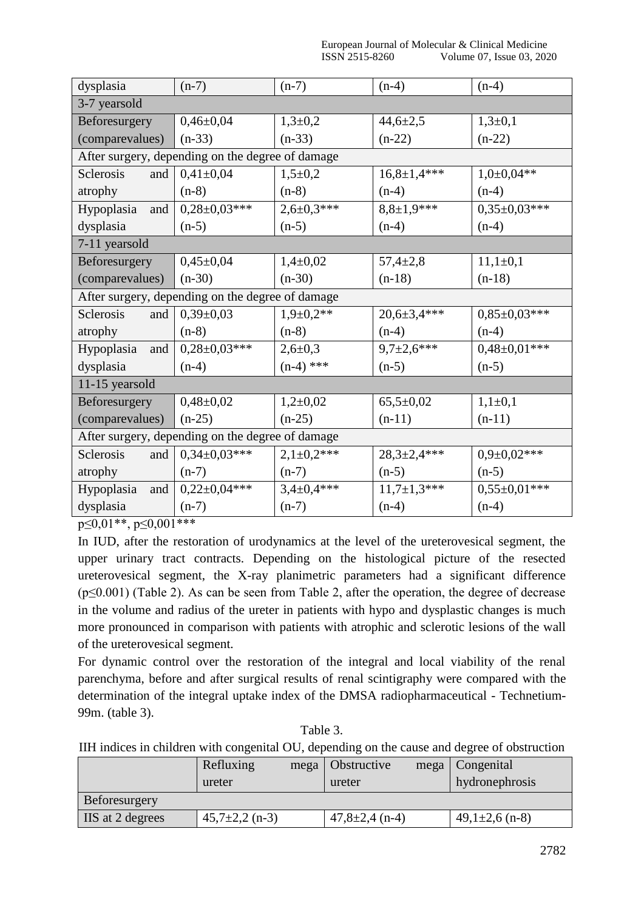| | | | | |
|---|---|---|---|---|
| dysplasia | (n-7) | (n-7) | (n-4) | (n-4) |
| 3-7 yearsold | | | | |
| Beforesurgery (comparevalues) | 0,46±0,04 (n-33) | 1,3±0,2 (n-33) | 44,6±2,5 (n-22) | 1,3±0,1 (n-22) |
| After surgery, depending on the degree of damage | | | | |
| Sclerosis and atrophy | 0,41±0,04 (n-8) | 1,5±0,2 (n-8) | 16,8±1,4*** (n-4) | 1,0±0,04** (n-4) |
| Hypoplasia and dysplasia | 0,28±0,03*** (n-5) | 2,6±0,3*** (n-5) | 8,8±1,9*** (n-4) | 0,35±0,03*** (n-4) |
| 7-11 yearsold | | | | |
| Beforesurgery (comparevalues) | 0,45±0,04 (n-30) | 1,4±0,02 (n-30) | 57,4±2,8 (n-18) | 11,1±0,1 (n-18) |
| After surgery, depending on the degree of damage | | | | |
| Sclerosis and atrophy | 0,39±0,03 (n-8) | 1,9±0,2** (n-8) | 20,6±3,4*** (n-4) | 0,85±0,03*** (n-4) |
| Hypoplasia and dysplasia | 0,28±0,03*** (n-4) | 2,6±0,3 (n-4) *** | 9,7±2,6*** (n-5) | 0,48±0,01*** (n-5) |
| 11-15 yearsold | | | | |
| Beforesurgery (comparevalues) | 0,48±0,02 (n-25) | 1,2±0,02 (n-25) | 65,5±0,02 (n-11) | 1,1±0,1 (n-11) |
| After surgery, depending on the degree of damage | | | | |
| Sclerosis and atrophy | 0,34±0,03*** (n-7) | 2,1±0,2*** (n-7) | 28,3±2,4*** (n-5) | 0,9±0,02*** (n-5) |
| Hypoplasia and dysplasia | 0,22±0,04*** (n-7) | 3,4±0,4*** (n-7) | 11,7±1,3*** (n-4) | 0,55±0,01*** (n-4) |

$p \leq 0{,}01$**, $p \leq 0{,}001$***

In IUD, after the restoration of urodynamics at the level of the ureterovesical segment, the upper urinary tract contracts. Depending on the histological picture of the resected ureterovesical segment, the X-ray planimetric parameters had a significant difference ($p \leq 0.001$) (Table 2). As can be seen from Table 2, after the operation, the degree of decrease in the volume and radius of the ureter in patients with hypo and dysplastic changes is much more pronounced in comparison with patients with atrophic and sclerotic lesions of the wall of the ureterovesical segment.

For dynamic control over the restoration of the integral and local viability of the renal parenchyma, before and after surgical results of renal scintigraphy were compared with the determination of the integral uptake index of the DMSA radiopharmaceutical - Technetium-99m. (table 3).

Table 3.

IIH indices in children with congenital OU, depending on the cause and degree of obstruction

| | Refluxing mega ureter | Obstructive mega ureter | Congenital hydronephrosis |
|---|---|---|---|
| Beforesurgery | | | |
| IIS at 2 degrees | 45,7±2,2 (n-3) | 47,8±2,4 (n-4) | 49,1±2,6 (n-8) |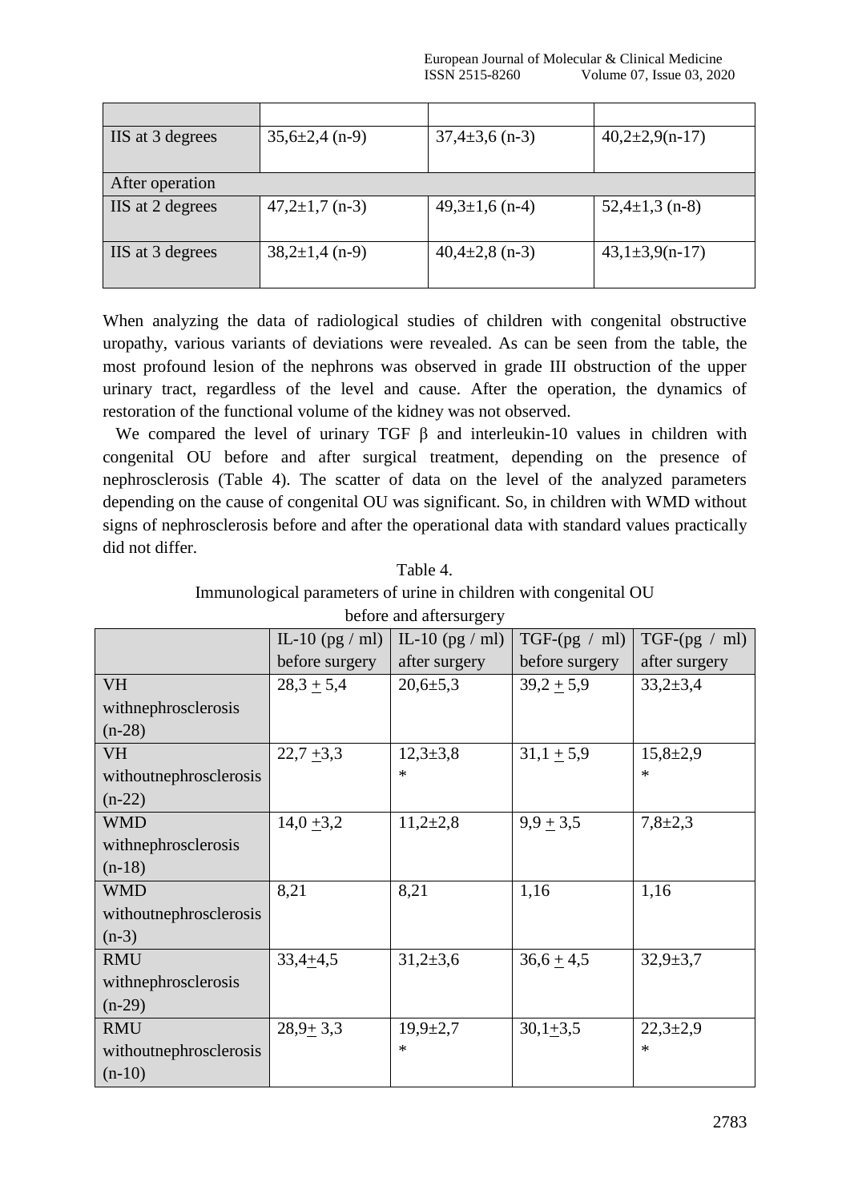| | | | |
|---|---|---|---|
| IIS at 3 degrees | 35,6±2,4 (n-9) | 37,4±3,6 (n-3) | 40,2±2,9(n-17) |
| After operation | | | |
| IIS at 2 degrees | 47,2±1,7 (n-3) | 49,3±1,6 (n-4) | 52,4±1,3 (n-8) |
| IIS at 3 degrees | 38,2±1,4 (n-9) | 40,4±2,8 (n-3) | 43,1±3,9(n-17) |

When analyzing the data of radiological studies of children with congenital obstructive uropathy, various variants of deviations were revealed. As can be seen from the table, the most profound lesion of the nephrons was observed in grade III obstruction of the upper urinary tract, regardless of the level and cause. After the operation, the dynamics of restoration of the functional volume of the kidney was not observed.

We compared the level of urinary TGF β and interleukin-10 values in children with congenital OU before and after surgical treatment, depending on the presence of nephrosclerosis (Table 4). The scatter of data on the level of the analyzed parameters depending on the cause of congenital OU was significant. So, in children with WMD without signs of nephrosclerosis before and after the operational data with standard values practically did not differ.

Table 4.
Immunological parameters of urine in children with congenital OU before and aftersurgery

| | IL-10 (pg / ml) before surgery | IL-10 (pg / ml) after surgery | TGF-(pg / ml) before surgery | TGF-(pg / ml) after surgery |
|---|---|---|---|---|
| VH withnephrosclerosis (n-28) | 28,3 ± 5,4 | 20,6±5,3 | 39,2 ± 5,9 | 33,2±3,4 |
| VH withoutnephrosclerosis (n-22) | 22,7 ±3,3 | 12,3±3,8 * | 31,1 ± 5,9 | 15,8±2,9 * |
| WMD withnephrosclerosis (n-18) | 14,0 ±3,2 | 11,2±2,8 | 9,9 ± 3,5 | 7,8±2,3 |
| WMD withoutnephrosclerosis (n-3) | 8,21 | 8,21 | 1,16 | 1,16 |
| RMU withnephrosclerosis (n-29) | 33,4±4,5 | 31,2±3,6 | 36,6 ± 4,5 | 32,9±3,7 |
| RMU withoutnephrosclerosis (n-10) | 28,9± 3,3 | 19,9±2,7 * | 30,1±3,5 | 22,3±2,9 * |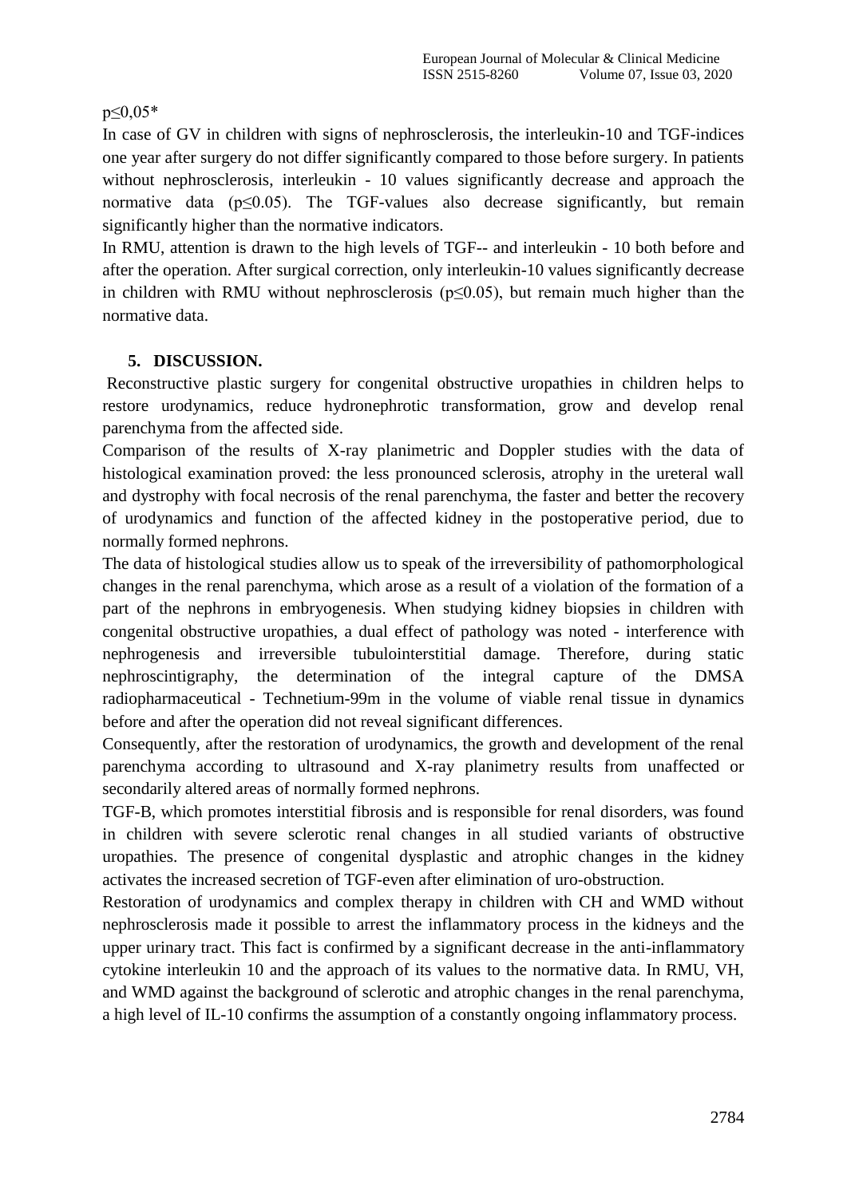p≤0,05*

In case of GV in children with signs of nephrosclerosis, the interleukin-10 and TGF-indices one year after surgery do not differ significantly compared to those before surgery. In patients without nephrosclerosis, interleukin - 10 values significantly decrease and approach the normative data (p≤0.05). The TGF-values also decrease significantly, but remain significantly higher than the normative indicators.

In RMU, attention is drawn to the high levels of TGF-- and interleukin - 10 both before and after the operation. After surgical correction, only interleukin-10 values significantly decrease in children with RMU without nephrosclerosis (p≤0.05), but remain much higher than the normative data.

## 5. DISCUSSION.

Reconstructive plastic surgery for congenital obstructive uropathies in children helps to restore urodynamics, reduce hydronephrotic transformation, grow and develop renal parenchyma from the affected side.

Comparison of the results of X-ray planimetric and Doppler studies with the data of histological examination proved: the less pronounced sclerosis, atrophy in the ureteral wall and dystrophy with focal necrosis of the renal parenchyma, the faster and better the recovery of urodynamics and function of the affected kidney in the postoperative period, due to normally formed nephrons.

The data of histological studies allow us to speak of the irreversibility of pathomorphological changes in the renal parenchyma, which arose as a result of a violation of the formation of a part of the nephrons in embryogenesis. When studying kidney biopsies in children with congenital obstructive uropathies, a dual effect of pathology was noted - interference with nephrogenesis and irreversible tubulointerstitial damage. Therefore, during static nephroscintigraphy, the determination of the integral capture of the DMSA radiopharmaceutical - Technetium-99m in the volume of viable renal tissue in dynamics before and after the operation did not reveal significant differences.

Consequently, after the restoration of urodynamics, the growth and development of the renal parenchyma according to ultrasound and X-ray planimetry results from unaffected or secondarily altered areas of normally formed nephrons.

TGF-B, which promotes interstitial fibrosis and is responsible for renal disorders, was found in children with severe sclerotic renal changes in all studied variants of obstructive uropathies. The presence of congenital dysplastic and atrophic changes in the kidney activates the increased secretion of TGF-even after elimination of uro-obstruction.

Restoration of urodynamics and complex therapy in children with CH and WMD without nephrosclerosis made it possible to arrest the inflammatory process in the kidneys and the upper urinary tract. This fact is confirmed by a significant decrease in the anti-inflammatory cytokine interleukin 10 and the approach of its values to the normative data. In RMU, VH, and WMD against the background of sclerotic and atrophic changes in the renal parenchyma, a high level of IL-10 confirms the assumption of a constantly ongoing inflammatory process.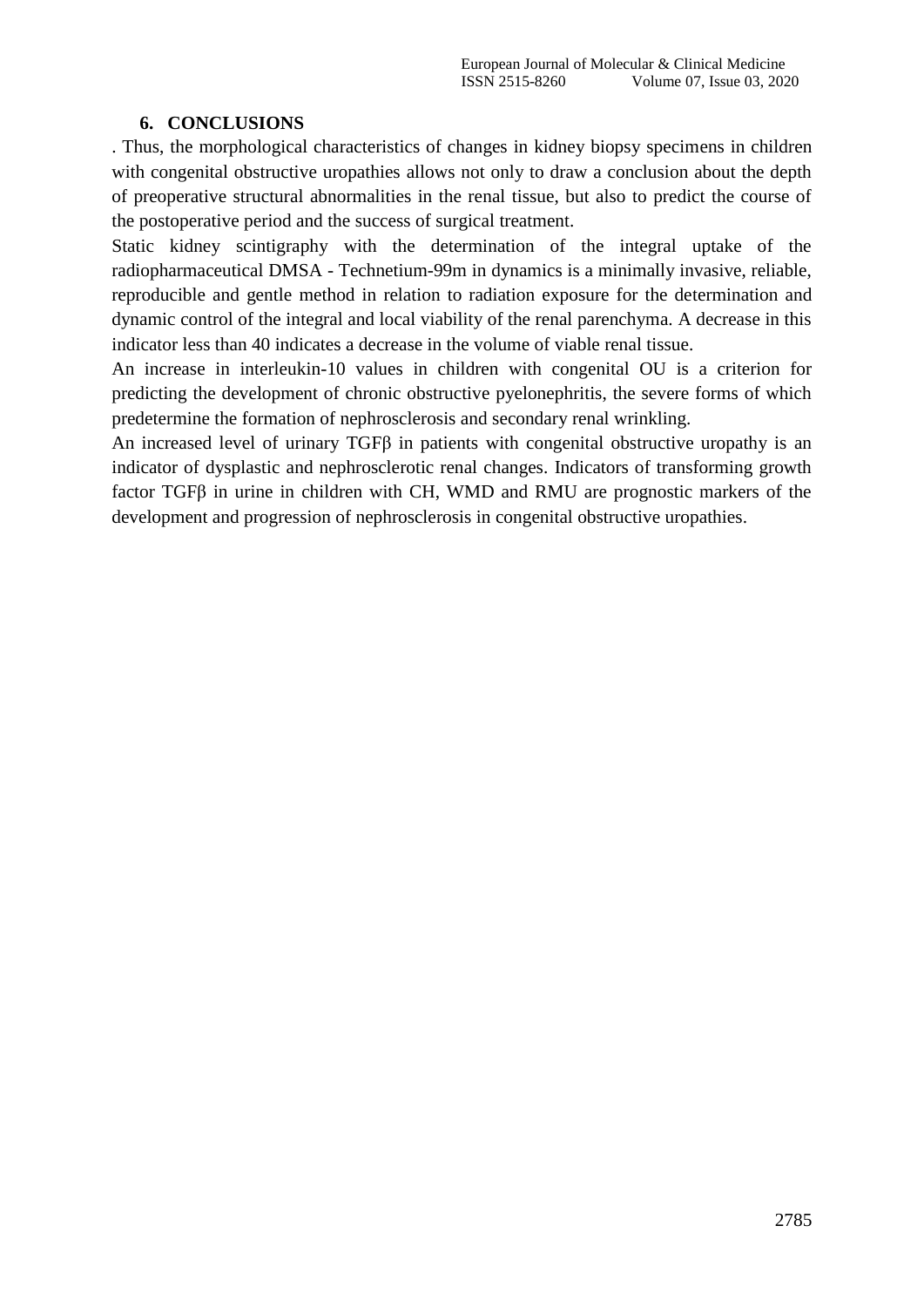## 6. CONCLUSIONS

. Thus, the morphological characteristics of changes in kidney biopsy specimens in children with congenital obstructive uropathies allows not only to draw a conclusion about the depth of preoperative structural abnormalities in the renal tissue, but also to predict the course of the postoperative period and the success of surgical treatment.

Static kidney scintigraphy with the determination of the integral uptake of the radiopharmaceutical DMSA - Technetium-99m in dynamics is a minimally invasive, reliable, reproducible and gentle method in relation to radiation exposure for the determination and dynamic control of the integral and local viability of the renal parenchyma. A decrease in this indicator less than 40 indicates a decrease in the volume of viable renal tissue.

An increase in interleukin-10 values in children with congenital OU is a criterion for predicting the development of chronic obstructive pyelonephritis, the severe forms of which predetermine the formation of nephrosclerosis and secondary renal wrinkling.

An increased level of urinary TGFβ in patients with congenital obstructive uropathy is an indicator of dysplastic and nephrosclerotic renal changes. Indicators of transforming growth factor TGFβ in urine in children with CH, WMD and RMU are prognostic markers of the development and progression of nephrosclerosis in congenital obstructive uropathies.